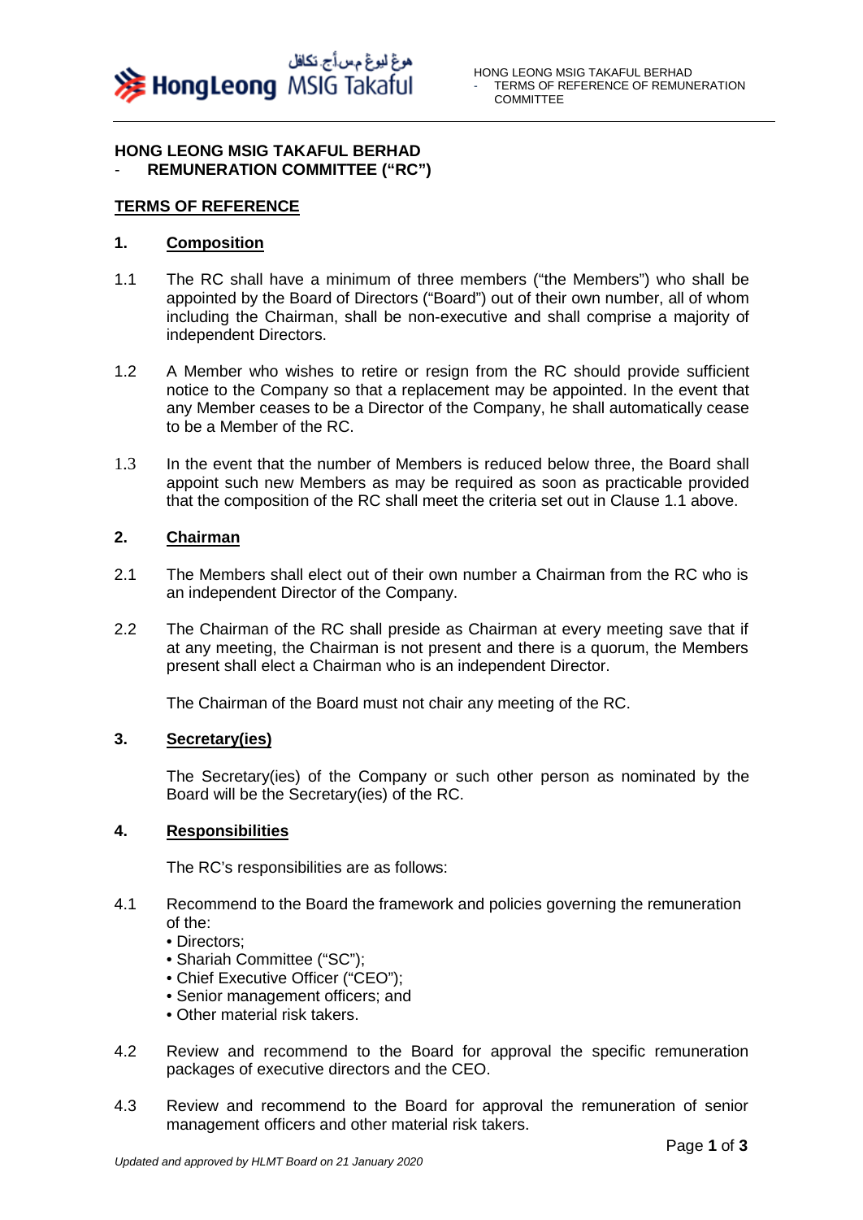**HONG LEONG MSIG TAKAFUL BERHAD**
- **REMUNERATION COMMITTEE ("RC")**

**TERMS OF REFERENCE**

**1. Composition**

1.1 The RC shall have a minimum of three members ("the Members") who shall be appointed by the Board of Directors ("Board") out of their own number, all of whom including the Chairman, shall be non-executive and shall comprise a majority of independent Directors.

1.2 A Member who wishes to retire or resign from the RC should provide sufficient notice to the Company so that a replacement may be appointed. In the event that any Member ceases to be a Director of the Company, he shall automatically cease to be a Member of the RC.

1.3 In the event that the number of Members is reduced below three, the Board shall appoint such new Members as may be required as soon as practicable provided that the composition of the RC shall meet the criteria set out in Clause 1.1 above.

**2. Chairman**

2.1 The Members shall elect out of their own number a Chairman from the RC who is an independent Director of the Company.

2.2 The Chairman of the RC shall preside as Chairman at every meeting save that if at any meeting, the Chairman is not present and there is a quorum, the Members present shall elect a Chairman who is an independent Director.

The Chairman of the Board must not chair any meeting of the RC.

**3. Secretary(ies)**

The Secretary(ies) of the Company or such other person as nominated by the Board will be the Secretary(ies) of the RC.

**4. Responsibilities**

The RC's responsibilities are as follows:

4.1 Recommend to the Board the framework and policies governing the remuneration of the:
- Directors;
- Shariah Committee ("SC");
- Chief Executive Officer ("CEO");
- Senior management officers; and
- Other material risk takers.

4.2 Review and recommend to the Board for approval the specific remuneration packages of executive directors and the CEO.

4.3 Review and recommend to the Board for approval the remuneration of senior management officers and other material risk takers.

*Updated and approved by HLMT Board on 21 January 2020*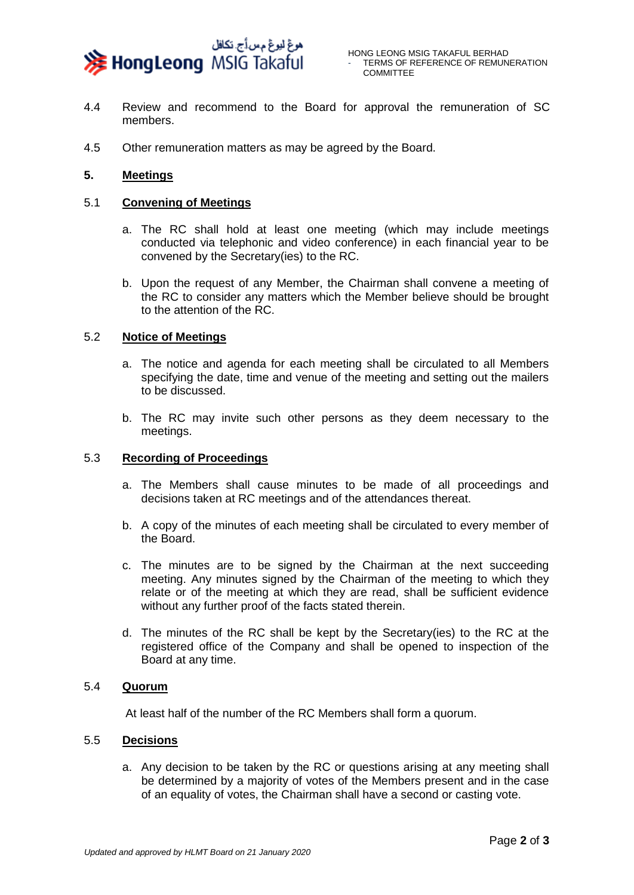4.4 Review and recommend to the Board for approval the remuneration of SC members.

4.5 Other remuneration matters as may be agreed by the Board.

## 5. Meetings

### 5.1 Convening of Meetings

a. The RC shall hold at least one meeting (which may include meetings conducted via telephonic and video conference) in each financial year to be convened by the Secretary(ies) to the RC.

b. Upon the request of any Member, the Chairman shall convene a meeting of the RC to consider any matters which the Member believe should be brought to the attention of the RC.

### 5.2 Notice of Meetings

a. The notice and agenda for each meeting shall be circulated to all Members specifying the date, time and venue of the meeting and setting out the mailers to be discussed.

b. The RC may invite such other persons as they deem necessary to the meetings.

### 5.3 Recording of Proceedings

a. The Members shall cause minutes to be made of all proceedings and decisions taken at RC meetings and of the attendances thereat.

b. A copy of the minutes of each meeting shall be circulated to every member of the Board.

c. The minutes are to be signed by the Chairman at the next succeeding meeting. Any minutes signed by the Chairman of the meeting to which they relate or of the meeting at which they are read, shall be sufficient evidence without any further proof of the facts stated therein.

d. The minutes of the RC shall be kept by the Secretary(ies) to the RC at the registered office of the Company and shall be opened to inspection of the Board at any time.

### 5.4 Quorum

At least half of the number of the RC Members shall form a quorum.

### 5.5 Decisions

a. Any decision to be taken by the RC or questions arising at any meeting shall be determined by a majority of votes of the Members present and in the case of an equality of votes, the Chairman shall have a second or casting vote.

*Updated and approved by HLMT Board on 21 January 2020*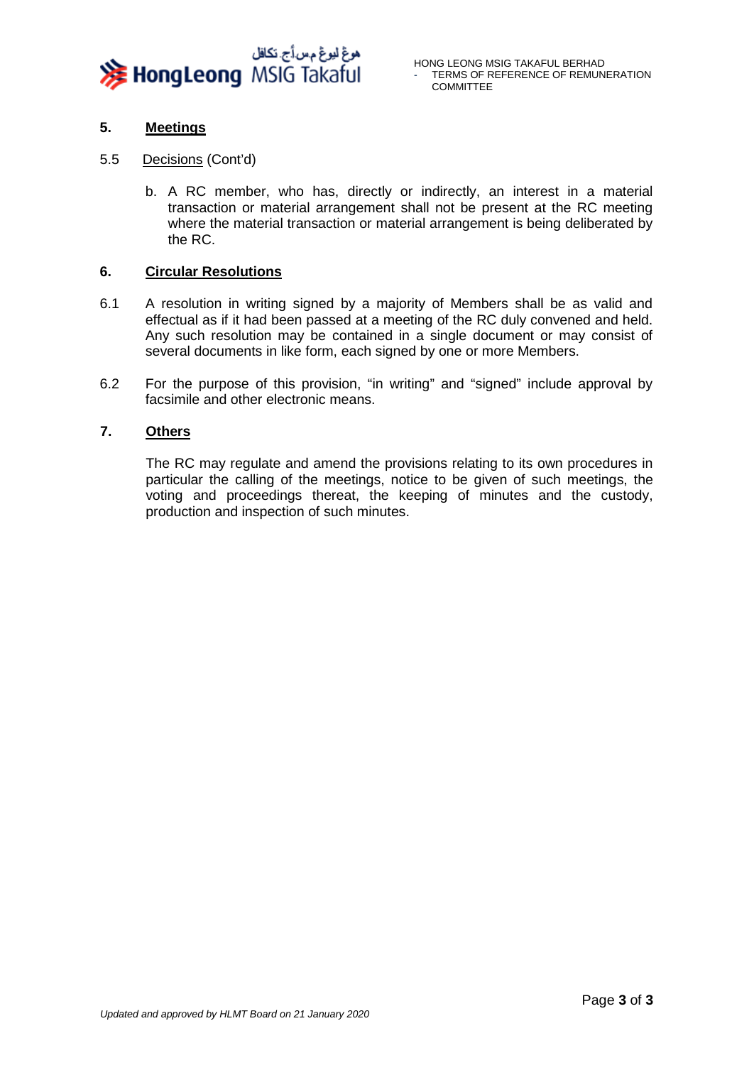## 5. Meetings

5.5 Decisions (Cont'd)

b. A RC member, who has, directly or indirectly, an interest in a material transaction or material arrangement shall not be present at the RC meeting where the material transaction or material arrangement is being deliberated by the RC.

## 6. Circular Resolutions

6.1 A resolution in writing signed by a majority of Members shall be as valid and effectual as if it had been passed at a meeting of the RC duly convened and held. Any such resolution may be contained in a single document or may consist of several documents in like form, each signed by one or more Members.

6.2 For the purpose of this provision, "in writing" and "signed" include approval by facsimile and other electronic means.

## 7. Others

The RC may regulate and amend the provisions relating to its own procedures in particular the calling of the meetings, notice to be given of such meetings, the voting and proceedings thereat, the keeping of minutes and the custody, production and inspection of such minutes.

*Updated and approved by HLMT Board on 21 January 2020*